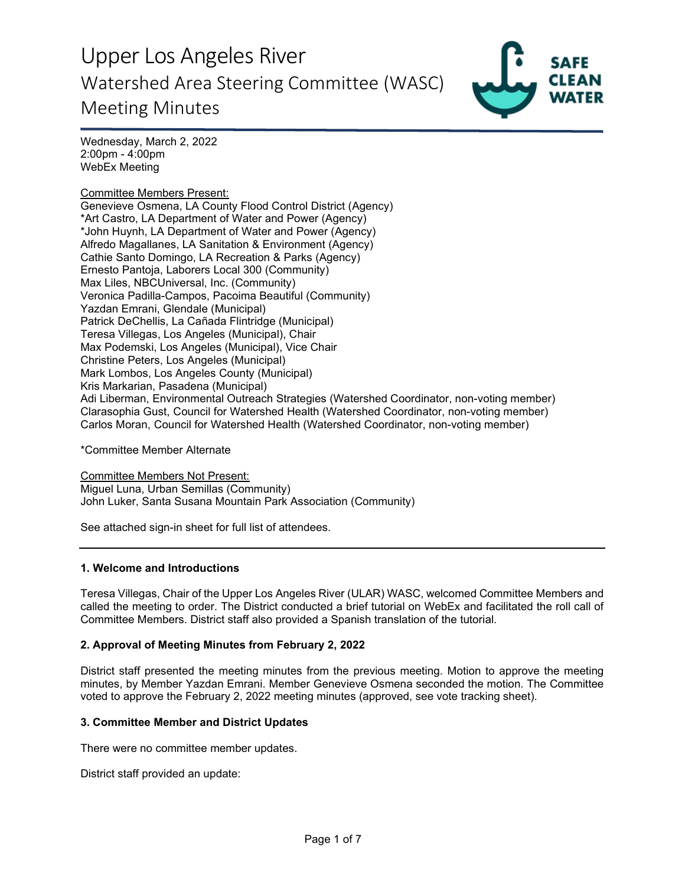# Upper Los Angeles River

## Watershed Area Steering Committee (WASC)

## Meeting Minutes

Wednesday, March 2, 2022
2:00pm - 4:00pm
WebEx Meeting

Committee Members Present:
Genevieve Osmena, LA County Flood Control District (Agency)
*Art Castro, LA Department of Water and Power (Agency)
*John Huynh, LA Department of Water and Power (Agency)
Alfredo Magallanes, LA Sanitation & Environment (Agency)
Cathie Santo Domingo, LA Recreation & Parks (Agency)
Ernesto Pantoja, Laborers Local 300 (Community)
Max Liles, NBCUniversal, Inc. (Community)
Veronica Padilla-Campos, Pacoima Beautiful (Community)
Yazdan Emrani, Glendale (Municipal)
Patrick DeChellis, La Cañada Flintridge (Municipal)
Teresa Villegas, Los Angeles (Municipal), Chair
Max Podemski, Los Angeles (Municipal), Vice Chair
Christine Peters, Los Angeles (Municipal)
Mark Lombos, Los Angeles County (Municipal)
Kris Markarian, Pasadena (Municipal)
Adi Liberman, Environmental Outreach Strategies (Watershed Coordinator, non-voting member)
Clarasophia Gust, Council for Watershed Health (Watershed Coordinator, non-voting member)
Carlos Moran, Council for Watershed Health (Watershed Coordinator, non-voting member)

*Committee Member Alternate

Committee Members Not Present:
Miguel Luna, Urban Semillas (Community)
John Luker, Santa Susana Mountain Park Association (Community)

See attached sign-in sheet for full list of attendees.

---

### 1. Welcome and Introductions

Teresa Villegas, Chair of the Upper Los Angeles River (ULAR) WASC, welcomed Committee Members and called the meeting to order. The District conducted a brief tutorial on WebEx and facilitated the roll call of Committee Members. District staff also provided a Spanish translation of the tutorial.

### 2. Approval of Meeting Minutes from February 2, 2022

District staff presented the meeting minutes from the previous meeting. Motion to approve the meeting minutes, by Member Yazdan Emrani. Member Genevieve Osmena seconded the motion. The Committee voted to approve the February 2, 2022 meeting minutes (approved, see vote tracking sheet).

### 3. Committee Member and District Updates

There were no committee member updates.

District staff provided an update: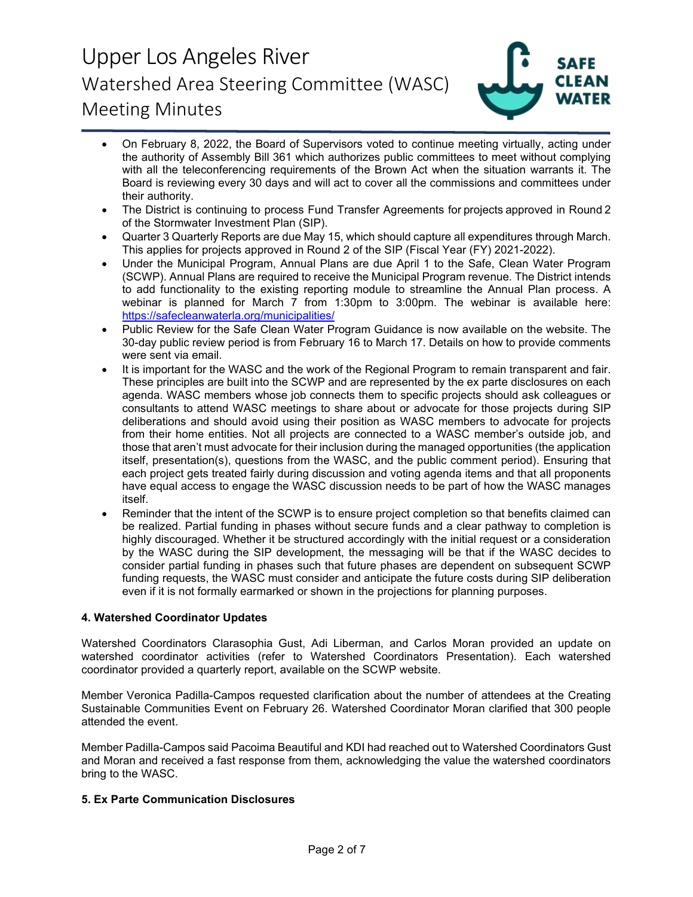- On February 8, 2022, the Board of Supervisors voted to continue meeting virtually, acting under the authority of Assembly Bill 361 which authorizes public committees to meet without complying with all the teleconferencing requirements of the Brown Act when the situation warrants it. The Board is reviewing every 30 days and will act to cover all the commissions and committees under their authority.
- The District is continuing to process Fund Transfer Agreements for projects approved in Round 2 of the Stormwater Investment Plan (SIP).
- Quarter 3 Quarterly Reports are due May 15, which should capture all expenditures through March. This applies for projects approved in Round 2 of the SIP (Fiscal Year (FY) 2021-2022).
- Under the Municipal Program, Annual Plans are due April 1 to the Safe, Clean Water Program (SCWP). Annual Plans are required to receive the Municipal Program revenue. The District intends to add functionality to the existing reporting module to streamline the Annual Plan process. A webinar is planned for March 7 from 1:30pm to 3:00pm. The webinar is available here: [https://safecleanwaterla.org/municipalities/](https://safecleanwaterla.org/municipalities/)
- Public Review for the Safe Clean Water Program Guidance is now available on the website. The 30-day public review period is from February 16 to March 17. Details on how to provide comments were sent via email.
- It is important for the WASC and the work of the Regional Program to remain transparent and fair. These principles are built into the SCWP and are represented by the ex parte disclosures on each agenda. WASC members whose job connects them to specific projects should ask colleagues or consultants to attend WASC meetings to share about or advocate for those projects during SIP deliberations and should avoid using their position as WASC members to advocate for projects from their home entities. Not all projects are connected to a WASC member's outside job, and those that aren't must advocate for their inclusion during the managed opportunities (the application itself, presentation(s), questions from the WASC, and the public comment period). Ensuring that each project gets treated fairly during discussion and voting agenda items and that all proponents have equal access to engage the WASC discussion needs to be part of how the WASC manages itself.
- Reminder that the intent of the SCWP is to ensure project completion so that benefits claimed can be realized. Partial funding in phases without secure funds and a clear pathway to completion is highly discouraged. Whether it be structured accordingly with the initial request or a consideration by the WASC during the SIP development, the messaging will be that if the WASC decides to consider partial funding in phases such that future phases are dependent on subsequent SCWP funding requests, the WASC must consider and anticipate the future costs during SIP deliberation even if it is not formally earmarked or shown in the projections for planning purposes.

**4. Watershed Coordinator Updates**

Watershed Coordinators Clarasophia Gust, Adi Liberman, and Carlos Moran provided an update on watershed coordinator activities (refer to Watershed Coordinators Presentation). Each watershed coordinator provided a quarterly report, available on the SCWP website.

Member Veronica Padilla-Campos requested clarification about the number of attendees at the Creating Sustainable Communities Event on February 26. Watershed Coordinator Moran clarified that 300 people attended the event.

Member Padilla-Campos said Pacoima Beautiful and KDI had reached out to Watershed Coordinators Gust and Moran and received a fast response from them, acknowledging the value the watershed coordinators bring to the WASC.

**5. Ex Parte Communication Disclosures**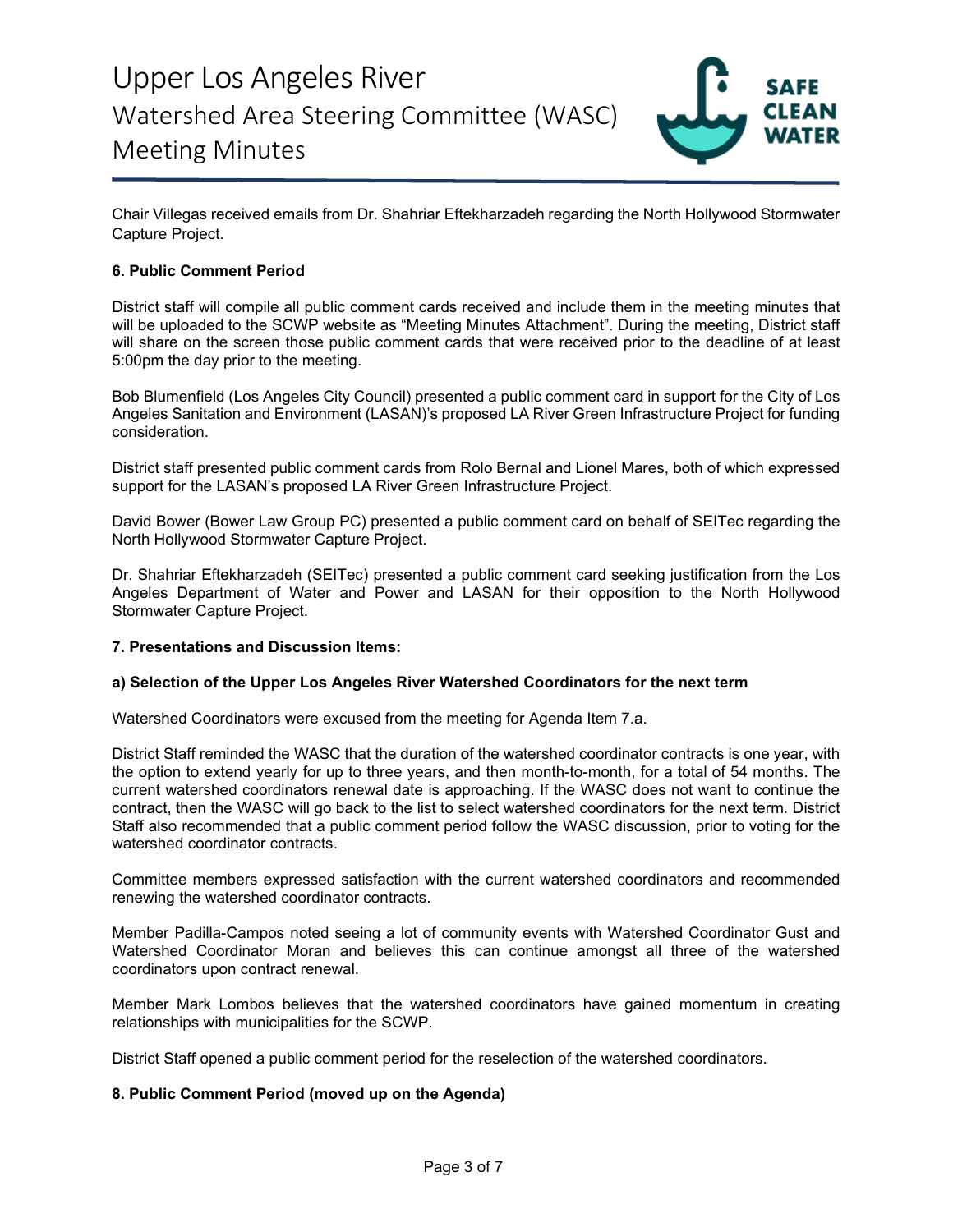Chair Villegas received emails from Dr. Shahriar Eftekharzadeh regarding the North Hollywood Stormwater Capture Project.

**6. Public Comment Period**

District staff will compile all public comment cards received and include them in the meeting minutes that will be uploaded to the SCWP website as "Meeting Minutes Attachment". During the meeting, District staff will share on the screen those public comment cards that were received prior to the deadline of at least 5:00pm the day prior to the meeting.

Bob Blumenfield (Los Angeles City Council) presented a public comment card in support for the City of Los Angeles Sanitation and Environment (LASAN)'s proposed LA River Green Infrastructure Project for funding consideration.

District staff presented public comment cards from Rolo Bernal and Lionel Mares, both of which expressed support for the LASAN's proposed LA River Green Infrastructure Project.

David Bower (Bower Law Group PC) presented a public comment card on behalf of SEITec regarding the North Hollywood Stormwater Capture Project.

Dr. Shahriar Eftekharzadeh (SEITec) presented a public comment card seeking justification from the Los Angeles Department of Water and Power and LASAN for their opposition to the North Hollywood Stormwater Capture Project.

**7. Presentations and Discussion Items:**

**a) Selection of the Upper Los Angeles River Watershed Coordinators for the next term**

Watershed Coordinators were excused from the meeting for Agenda Item 7.a.

District Staff reminded the WASC that the duration of the watershed coordinator contracts is one year, with the option to extend yearly for up to three years, and then month-to-month, for a total of 54 months. The current watershed coordinators renewal date is approaching. If the WASC does not want to continue the contract, then the WASC will go back to the list to select watershed coordinators for the next term. District Staff also recommended that a public comment period follow the WASC discussion, prior to voting for the watershed coordinator contracts.

Committee members expressed satisfaction with the current watershed coordinators and recommended renewing the watershed coordinator contracts.

Member Padilla-Campos noted seeing a lot of community events with Watershed Coordinator Gust and Watershed Coordinator Moran and believes this can continue amongst all three of the watershed coordinators upon contract renewal.

Member Mark Lombos believes that the watershed coordinators have gained momentum in creating relationships with municipalities for the SCWP.

District Staff opened a public comment period for the reselection of the watershed coordinators.

**8. Public Comment Period (moved up on the Agenda)**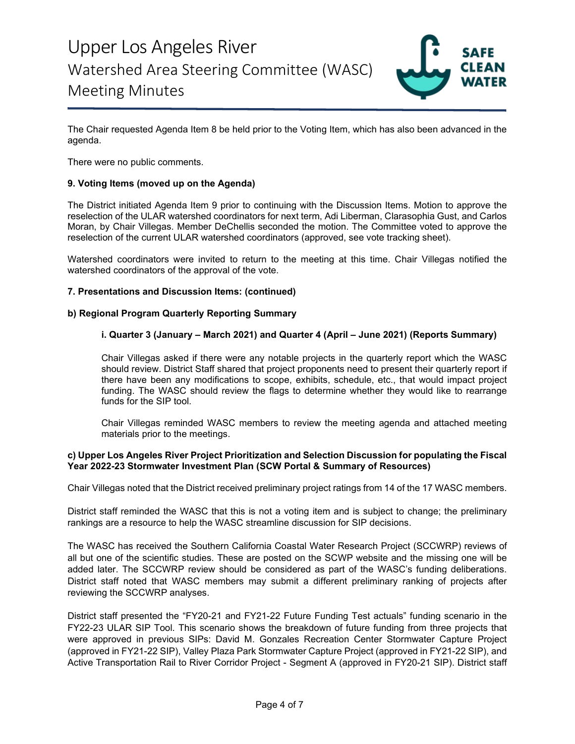The Chair requested Agenda Item 8 be held prior to the Voting Item, which has also been advanced in the agenda.

There were no public comments.

**9. Voting Items (moved up on the Agenda)**

The District initiated Agenda Item 9 prior to continuing with the Discussion Items. Motion to approve the reselection of the ULAR watershed coordinators for next term, Adi Liberman, Clarasophia Gust, and Carlos Moran, by Chair Villegas. Member DeChellis seconded the motion. The Committee voted to approve the reselection of the current ULAR watershed coordinators (approved, see vote tracking sheet).

Watershed coordinators were invited to return to the meeting at this time. Chair Villegas notified the watershed coordinators of the approval of the vote.

**7. Presentations and Discussion Items: (continued)**

**b) Regional Program Quarterly Reporting Summary**

**i. Quarter 3 (January – March 2021) and Quarter 4 (April – June 2021) (Reports Summary)**

Chair Villegas asked if there were any notable projects in the quarterly report which the WASC should review. District Staff shared that project proponents need to present their quarterly report if there have been any modifications to scope, exhibits, schedule, etc., that would impact project funding. The WASC should review the flags to determine whether they would like to rearrange funds for the SIP tool.

Chair Villegas reminded WASC members to review the meeting agenda and attached meeting materials prior to the meetings.

**c) Upper Los Angeles River Project Prioritization and Selection Discussion for populating the Fiscal Year 2022-23 Stormwater Investment Plan (SCW Portal & Summary of Resources)**

Chair Villegas noted that the District received preliminary project ratings from 14 of the 17 WASC members.

District staff reminded the WASC that this is not a voting item and is subject to change; the preliminary rankings are a resource to help the WASC streamline discussion for SIP decisions.

The WASC has received the Southern California Coastal Water Research Project (SCCWRP) reviews of all but one of the scientific studies. These are posted on the SCWP website and the missing one will be added later. The SCCWRP review should be considered as part of the WASC's funding deliberations. District staff noted that WASC members may submit a different preliminary ranking of projects after reviewing the SCCWRP analyses.

District staff presented the "FY20-21 and FY21-22 Future Funding Test actuals" funding scenario in the FY22-23 ULAR SIP Tool. This scenario shows the breakdown of future funding from three projects that were approved in previous SIPs: David M. Gonzales Recreation Center Stormwater Capture Project (approved in FY21-22 SIP), Valley Plaza Park Stormwater Capture Project (approved in FY21-22 SIP), and Active Transportation Rail to River Corridor Project - Segment A (approved in FY20-21 SIP). District staff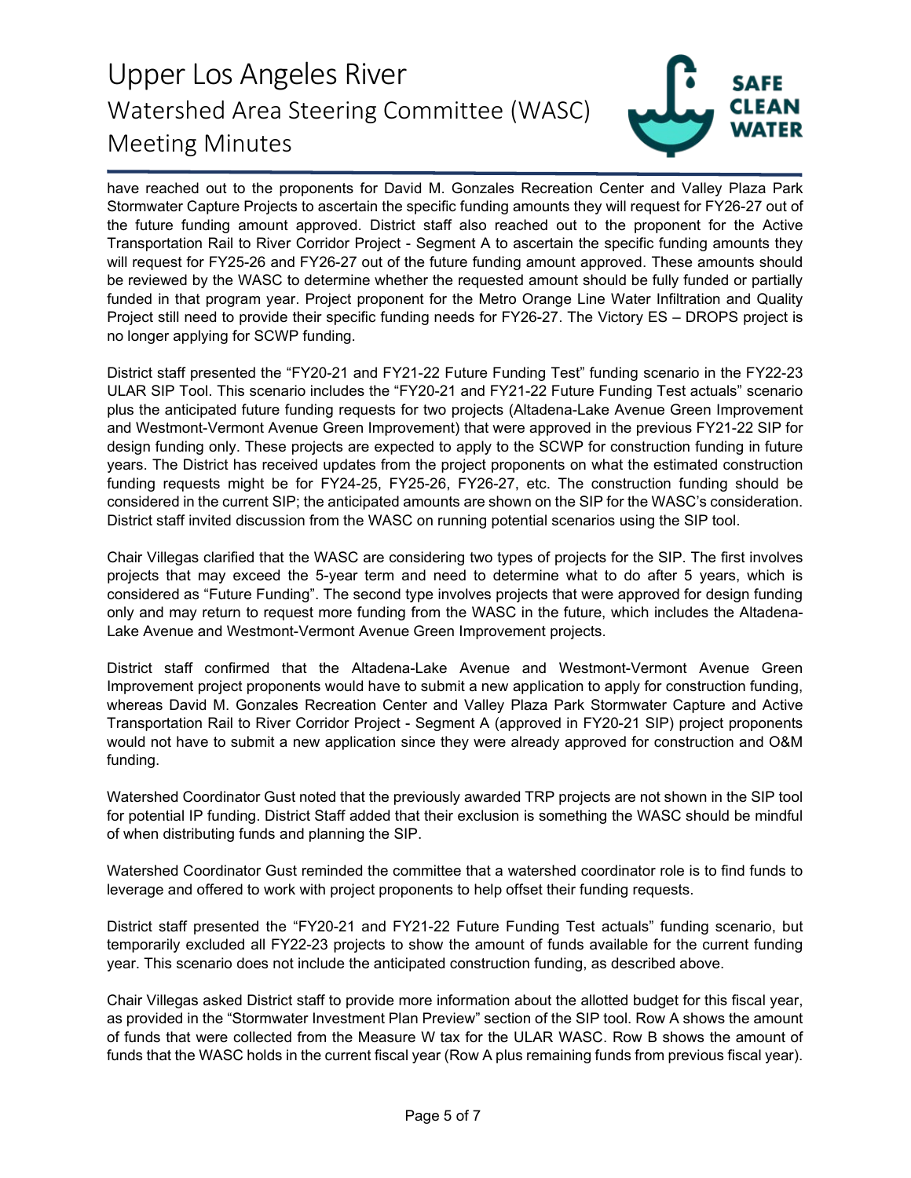have reached out to the proponents for David M. Gonzales Recreation Center and Valley Plaza Park Stormwater Capture Projects to ascertain the specific funding amounts they will request for FY26-27 out of the future funding amount approved. District staff also reached out to the proponent for the Active Transportation Rail to River Corridor Project - Segment A to ascertain the specific funding amounts they will request for FY25-26 and FY26-27 out of the future funding amount approved. These amounts should be reviewed by the WASC to determine whether the requested amount should be fully funded or partially funded in that program year. Project proponent for the Metro Orange Line Water Infiltration and Quality Project still need to provide their specific funding needs for FY26-27. The Victory ES – DROPS project is no longer applying for SCWP funding.

District staff presented the "FY20-21 and FY21-22 Future Funding Test" funding scenario in the FY22-23 ULAR SIP Tool. This scenario includes the "FY20-21 and FY21-22 Future Funding Test actuals" scenario plus the anticipated future funding requests for two projects (Altadena-Lake Avenue Green Improvement and Westmont-Vermont Avenue Green Improvement) that were approved in the previous FY21-22 SIP for design funding only. These projects are expected to apply to the SCWP for construction funding in future years. The District has received updates from the project proponents on what the estimated construction funding requests might be for FY24-25, FY25-26, FY26-27, etc. The construction funding should be considered in the current SIP; the anticipated amounts are shown on the SIP for the WASC's consideration. District staff invited discussion from the WASC on running potential scenarios using the SIP tool.

Chair Villegas clarified that the WASC are considering two types of projects for the SIP. The first involves projects that may exceed the 5-year term and need to determine what to do after 5 years, which is considered as "Future Funding". The second type involves projects that were approved for design funding only and may return to request more funding from the WASC in the future, which includes the Altadena-Lake Avenue and Westmont-Vermont Avenue Green Improvement projects.

District staff confirmed that the Altadena-Lake Avenue and Westmont-Vermont Avenue Green Improvement project proponents would have to submit a new application to apply for construction funding, whereas David M. Gonzales Recreation Center and Valley Plaza Park Stormwater Capture and Active Transportation Rail to River Corridor Project - Segment A (approved in FY20-21 SIP) project proponents would not have to submit a new application since they were already approved for construction and O&M funding.

Watershed Coordinator Gust noted that the previously awarded TRP projects are not shown in the SIP tool for potential IP funding. District Staff added that their exclusion is something the WASC should be mindful of when distributing funds and planning the SIP.

Watershed Coordinator Gust reminded the committee that a watershed coordinator role is to find funds to leverage and offered to work with project proponents to help offset their funding requests.

District staff presented the "FY20-21 and FY21-22 Future Funding Test actuals" funding scenario, but temporarily excluded all FY22-23 projects to show the amount of funds available for the current funding year. This scenario does not include the anticipated construction funding, as described above.

Chair Villegas asked District staff to provide more information about the allotted budget for this fiscal year, as provided in the "Stormwater Investment Plan Preview" section of the SIP tool. Row A shows the amount of funds that were collected from the Measure W tax for the ULAR WASC. Row B shows the amount of funds that the WASC holds in the current fiscal year (Row A plus remaining funds from previous fiscal year).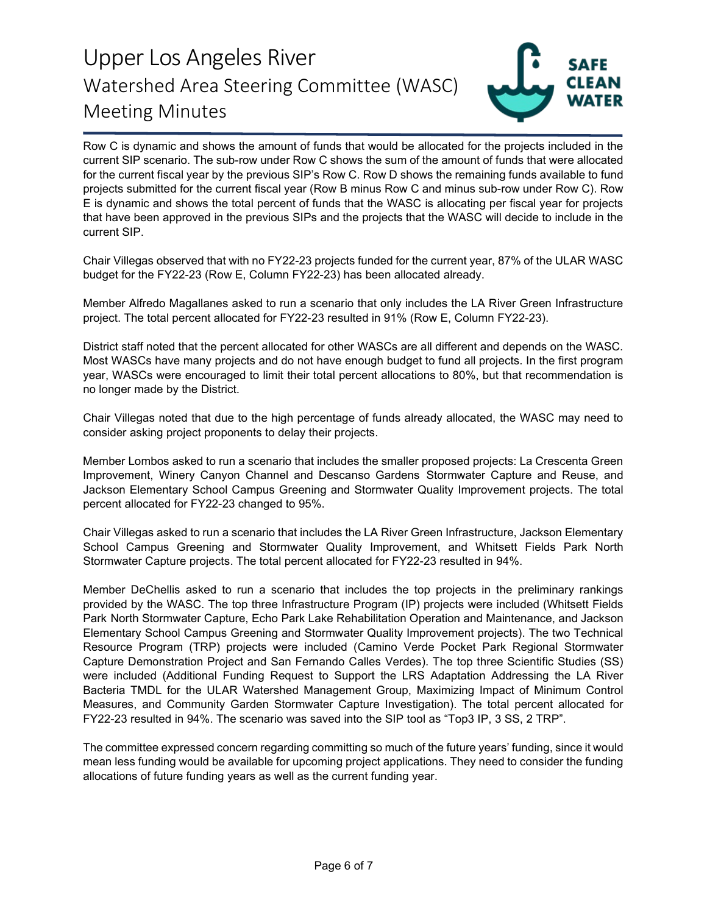Row C is dynamic and shows the amount of funds that would be allocated for the projects included in the current SIP scenario. The sub-row under Row C shows the sum of the amount of funds that were allocated for the current fiscal year by the previous SIP's Row C. Row D shows the remaining funds available to fund projects submitted for the current fiscal year (Row B minus Row C and minus sub-row under Row C). Row E is dynamic and shows the total percent of funds that the WASC is allocating per fiscal year for projects that have been approved in the previous SIPs and the projects that the WASC will decide to include in the current SIP.

Chair Villegas observed that with no FY22-23 projects funded for the current year, 87% of the ULAR WASC budget for the FY22-23 (Row E, Column FY22-23) has been allocated already.

Member Alfredo Magallanes asked to run a scenario that only includes the LA River Green Infrastructure project. The total percent allocated for FY22-23 resulted in 91% (Row E, Column FY22-23).

District staff noted that the percent allocated for other WASCs are all different and depends on the WASC. Most WASCs have many projects and do not have enough budget to fund all projects. In the first program year, WASCs were encouraged to limit their total percent allocations to 80%, but that recommendation is no longer made by the District.

Chair Villegas noted that due to the high percentage of funds already allocated, the WASC may need to consider asking project proponents to delay their projects.

Member Lombos asked to run a scenario that includes the smaller proposed projects: La Crescenta Green Improvement, Winery Canyon Channel and Descanso Gardens Stormwater Capture and Reuse, and Jackson Elementary School Campus Greening and Stormwater Quality Improvement projects. The total percent allocated for FY22-23 changed to 95%.

Chair Villegas asked to run a scenario that includes the LA River Green Infrastructure, Jackson Elementary School Campus Greening and Stormwater Quality Improvement, and Whitsett Fields Park North Stormwater Capture projects. The total percent allocated for FY22-23 resulted in 94%.

Member DeChellis asked to run a scenario that includes the top projects in the preliminary rankings provided by the WASC. The top three Infrastructure Program (IP) projects were included (Whitsett Fields Park North Stormwater Capture, Echo Park Lake Rehabilitation Operation and Maintenance, and Jackson Elementary School Campus Greening and Stormwater Quality Improvement projects). The two Technical Resource Program (TRP) projects were included (Camino Verde Pocket Park Regional Stormwater Capture Demonstration Project and San Fernando Calles Verdes). The top three Scientific Studies (SS) were included (Additional Funding Request to Support the LRS Adaptation Addressing the LA River Bacteria TMDL for the ULAR Watershed Management Group, Maximizing Impact of Minimum Control Measures, and Community Garden Stormwater Capture Investigation). The total percent allocated for FY22-23 resulted in 94%. The scenario was saved into the SIP tool as "Top3 IP, 3 SS, 2 TRP".

The committee expressed concern regarding committing so much of the future years' funding, since it would mean less funding would be available for upcoming project applications. They need to consider the funding allocations of future funding years as well as the current funding year.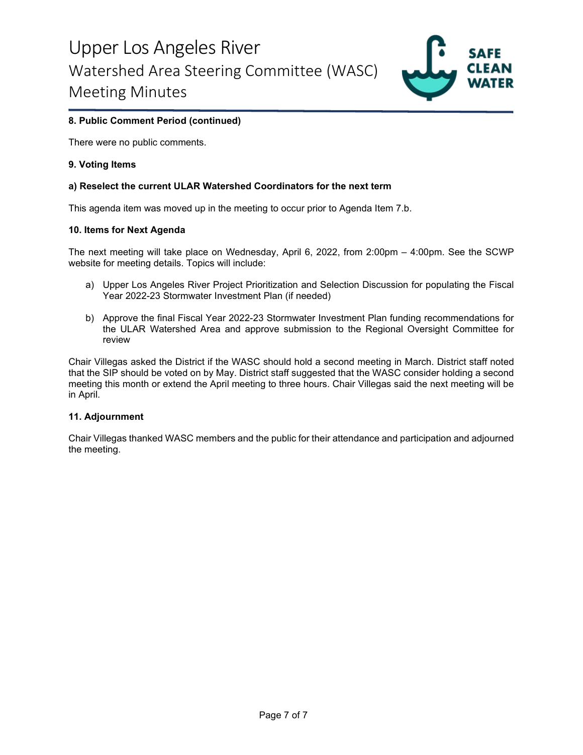**8. Public Comment Period (continued)**

There were no public comments.

**9. Voting Items**

**a) Reselect the current ULAR Watershed Coordinators for the next term**

This agenda item was moved up in the meeting to occur prior to Agenda Item 7.b.

**10. Items for Next Agenda**

The next meeting will take place on Wednesday, April 6, 2022, from 2:00pm – 4:00pm. See the SCWP website for meeting details. Topics will include:

a) Upper Los Angeles River Project Prioritization and Selection Discussion for populating the Fiscal Year 2022-23 Stormwater Investment Plan (if needed)

b) Approve the final Fiscal Year 2022-23 Stormwater Investment Plan funding recommendations for the ULAR Watershed Area and approve submission to the Regional Oversight Committee for review

Chair Villegas asked the District if the WASC should hold a second meeting in March. District staff noted that the SIP should be voted on by May. District staff suggested that the WASC consider holding a second meeting this month or extend the April meeting to three hours. Chair Villegas said the next meeting will be in April.

**11. Adjournment**

Chair Villegas thanked WASC members and the public for their attendance and participation and adjourned the meeting.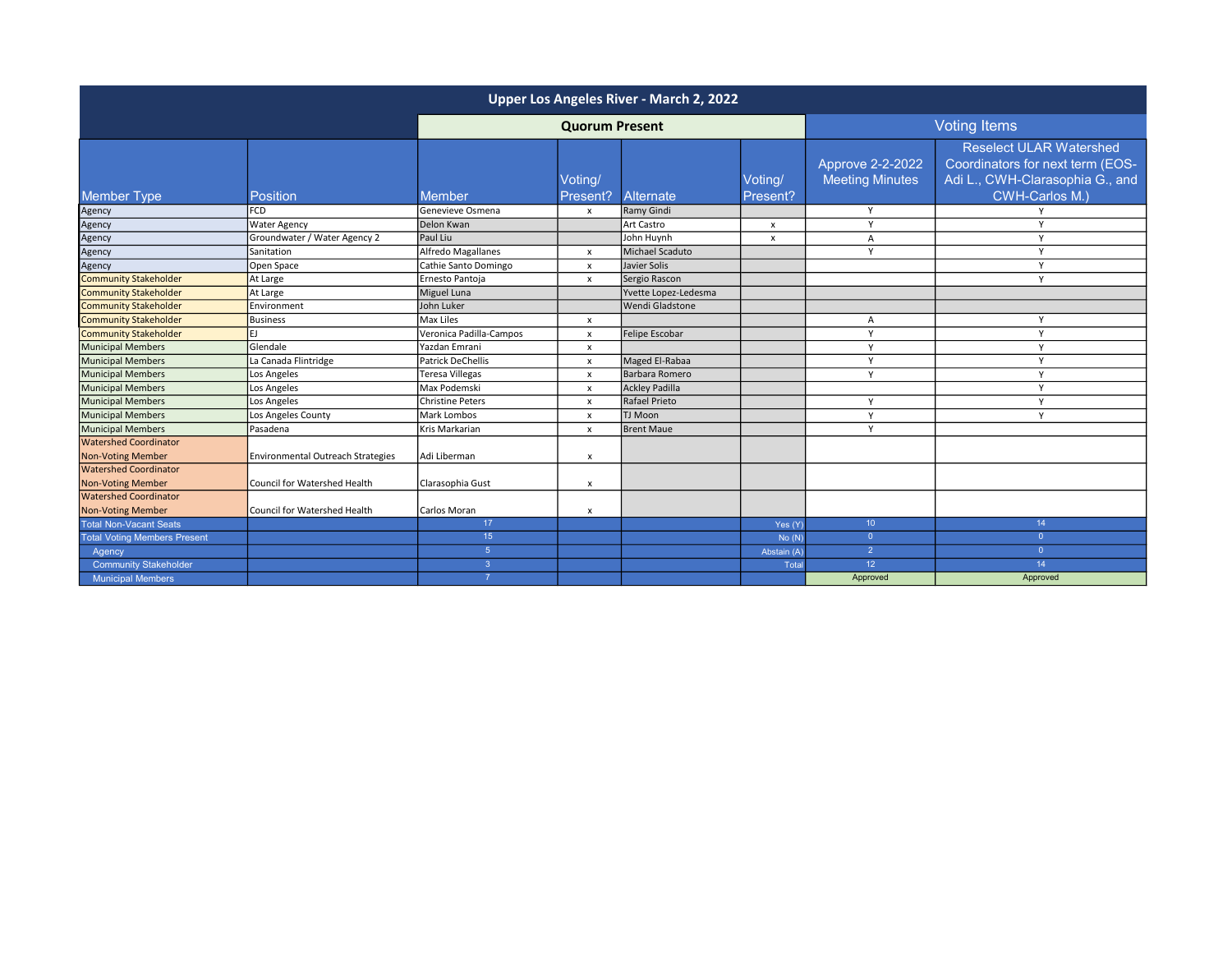| Upper Los Angeles River - March 2, 2022 | | | | | | | |
|---|---|---|---|---|---|---|---|
| | | Quorum Present | | | | Voting Items | |
| Member Type | Position | Member | Voting/ Present? | Alternate | Voting/ Present? | Approve 2-2-2022 Meeting Minutes | Reselect ULAR Watershed Coordinators for next term (EOS-Adi L., CWH-Clarasophia G., and CWH-Carlos M.) |
| Agency | FCD | Genevieve Osmena | x | Ramy Gindi | | Y | Y |
| Agency | Water Agency | Delon Kwan | | Art Castro | x | Y | Y |
| Agency | Groundwater / Water Agency 2 | Paul Liu | | John Huynh | x | A | Y |
| Agency | Sanitation | Alfredo Magallanes | x | Michael Scaduto | | Y | Y |
| Agency | Open Space | Cathie Santo Domingo | x | Javier Solis | | | Y |
| Community Stakeholder | At Large | Ernesto Pantoja | x | Sergio Rascon | | | Y |
| Community Stakeholder | At Large | Miguel Luna | | Yvette Lopez-Ledesma | | | |
| Community Stakeholder | Environment | John Luker | | Wendi Gladstone | | | |
| Community Stakeholder | Business | Max Liles | x | | | A | Y |
| Community Stakeholder | EJ | Veronica Padilla-Campos | x | Felipe Escobar | | Y | Y |
| Municipal Members | Glendale | Yazdan Emrani | x | | | Y | Y |
| Municipal Members | La Canada Flintridge | Patrick DeChellis | x | Maged El-Rabaa | | Y | Y |
| Municipal Members | Los Angeles | Teresa Villegas | x | Barbara Romero | | Y | Y |
| Municipal Members | Los Angeles | Max Podemski | x | Ackley Padilla | | | Y |
| Municipal Members | Los Angeles | Christine Peters | x | Rafael Prieto | | Y | Y |
| Municipal Members | Los Angeles County | Mark Lombos | x | TJ Moon | | Y | Y |
| Municipal Members | Pasadena | Kris Markarian | x | Brent Maue | | Y | |
| Watershed Coordinator Non-Voting Member | Environmental Outreach Strategies | Adi Liberman | x | | | | |
| Watershed Coordinator Non-Voting Member | Council for Watershed Health | Clarasophia Gust | x | | | | |
| Watershed Coordinator Non-Voting Member | Council for Watershed Health | Carlos Moran | x | | | | |
| Total Non-Vacant Seats | | 17 | | | Yes (Y) | 10 | 14 |
| Total Voting Members Present | | 15 | | | No (N) | 0 | 0 |
| Agency | | 5 | | | Abstain (A) | 2 | 0 |
| Community Stakeholder | | 3 | | | Total | 12 | 14 |
| Municipal Members | | 7 | | | | Approved | Approved |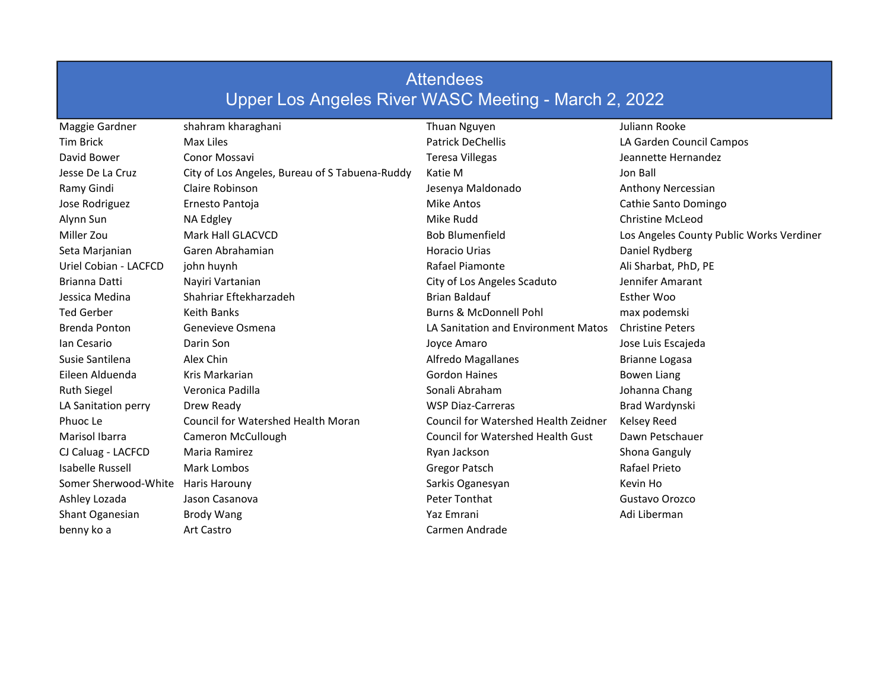# Attendees
## Upper Los Angeles River WASC Meeting - March 2, 2022

| | | | |
|---|---|---|---|
| Maggie Gardner | shahram kharaghani | Thuan Nguyen | Juliann Rooke |
| Tim Brick | Max Liles | Patrick DeChellis | LA Garden Council Campos |
| David Bower | Conor Mossavi | Teresa Villegas | Jeannette Hernandez |
| Jesse De La Cruz | City of Los Angeles, Bureau of S Tabuena-Ruddy | Katie M | Jon Ball |
| Ramy Gindi | Claire Robinson | Jesenya Maldonado | Anthony Nercessian |
| Jose Rodriguez | Ernesto Pantoja | Mike Antos | Cathie Santo Domingo |
| Alynn Sun | NA Edgley | Mike Rudd | Christine McLeod |
| Miller Zou | Mark Hall GLACVCD | Bob Blumenfield | Los Angeles County Public Works Verdiner |
| Seta Marjanian | Garen Abrahamian | Horacio Urias | Daniel Rydberg |
| Uriel Cobian - LACFCD | john huynh | Rafael Piamonte | Ali Sharbat, PhD, PE |
| Brianna Datti | Nayiri Vartanian | City of Los Angeles Scaduto | Jennifer Amarant |
| Jessica Medina | Shahriar Eftekharzadeh | Brian Baldauf | Esther Woo |
| Ted Gerber | Keith Banks | Burns & McDonnell Pohl | max podemski |
| Brenda Ponton | Genevieve Osmena | LA Sanitation and Environment Matos | Christine Peters |
| Ian Cesario | Darin Son | Joyce Amaro | Jose Luis Escajeda |
| Susie Santilena | Alex Chin | Alfredo Magallanes | Brianne Logasa |
| Eileen Alduenda | Kris Markarian | Gordon Haines | Bowen Liang |
| Ruth Siegel | Veronica Padilla | Sonali Abraham | Johanna Chang |
| LA Sanitation perry | Drew Ready | WSP Diaz-Carreras | Brad Wardynski |
| Phuoc Le | Council for Watershed Health Moran | Council for Watershed Health Zeidner | Kelsey Reed |
| Marisol Ibarra | Cameron McCullough | Council for Watershed Health Gust | Dawn Petschauer |
| CJ Caluag - LACFCD | Maria Ramirez | Ryan Jackson | Shona Ganguly |
| Isabelle Russell | Mark Lombos | Gregor Patsch | Rafael Prieto |
| Somer Sherwood-White | Haris Harouny | Sarkis Oganesyan | Kevin Ho |
| Ashley Lozada | Jason Casanova | Peter Tonthat | Gustavo Orozco |
| Shant Oganesian | Brody Wang | Yaz Emrani | Adi Liberman |
| benny ko a | Art Castro | Carmen Andrade | |